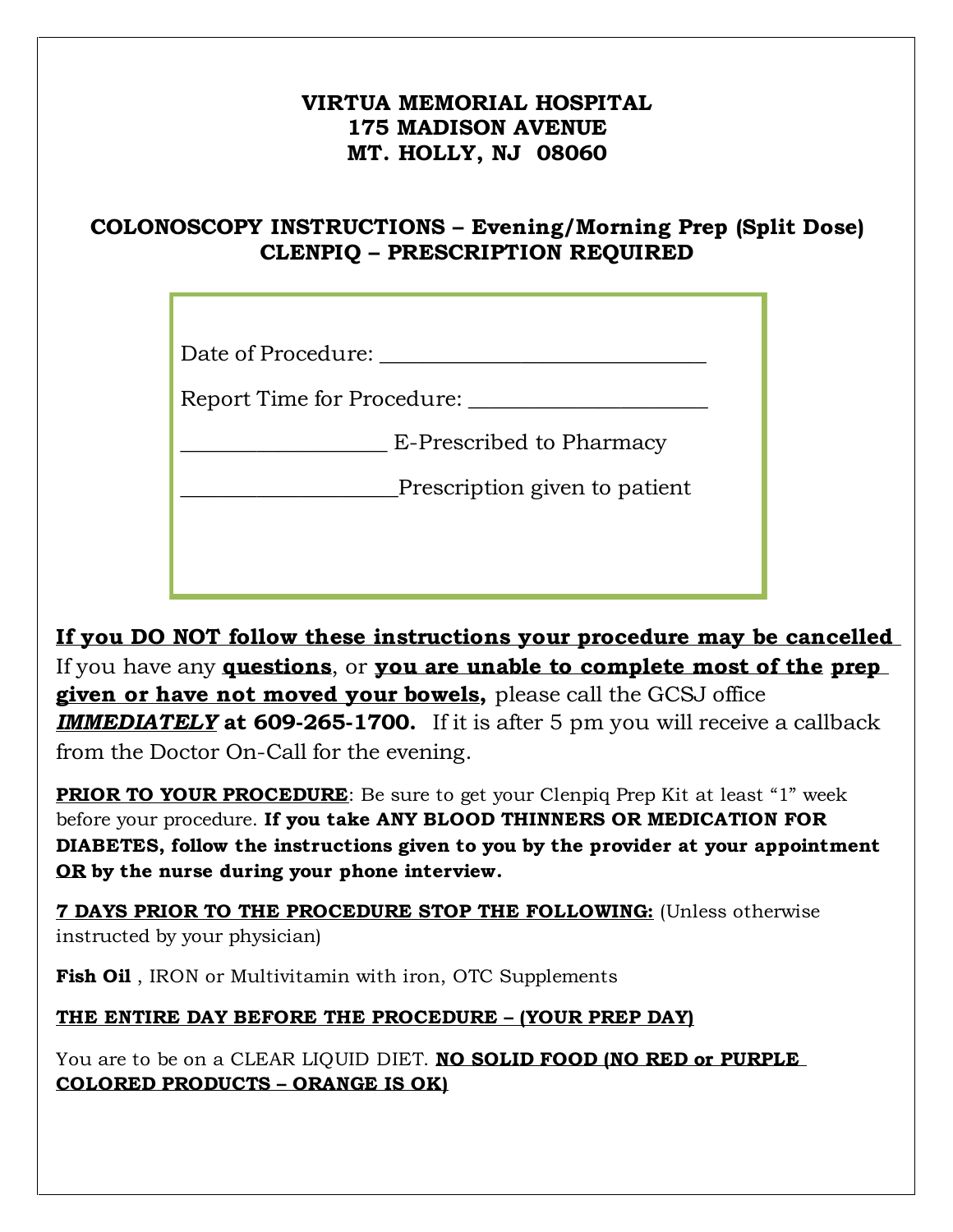**VIRTUA MEMORIAL HOSPITAL**
**175 MADISON AVENUE**
**MT. HOLLY, NJ 08060**

## COLONOSCOPY INSTRUCTIONS – Evening/Morning Prep (Split Dose) CLENPIQ – PRESCRIPTION REQUIRED

Date of Procedure: ______________________________

Report Time for Procedure: ______________________

___________________ E-Prescribed to Pharmacy

____________________Prescription given to patient

**If you DO NOT follow these instructions your procedure may be cancelled**
If you have any **questions**, or **you are unable to complete most of the prep given or have not moved your bowels,** please call the GCSJ office ***IMMEDIATELY*** **at 609-265-1700.** If it is after 5 pm you will receive a callback from the Doctor On-Call for the evening.

**PRIOR TO YOUR PROCEDURE**: Be sure to get your Clenpiq Prep Kit at least "1" week before your procedure. **If you take ANY BLOOD THINNERS OR MEDICATION FOR DIABETES, follow the instructions given to you by the provider at your appointment OR by the nurse during your phone interview.**

**7 DAYS PRIOR TO THE PROCEDURE STOP THE FOLLOWING:** (Unless otherwise instructed by your physician)

**Fish Oil** , IRON or Multivitamin with iron, OTC Supplements

**THE ENTIRE DAY BEFORE THE PROCEDURE – (YOUR PREP DAY)**

You are to be on a CLEAR LIQUID DIET. **NO SOLID FOOD (NO RED or PURPLE COLORED PRODUCTS – ORANGE IS OK)**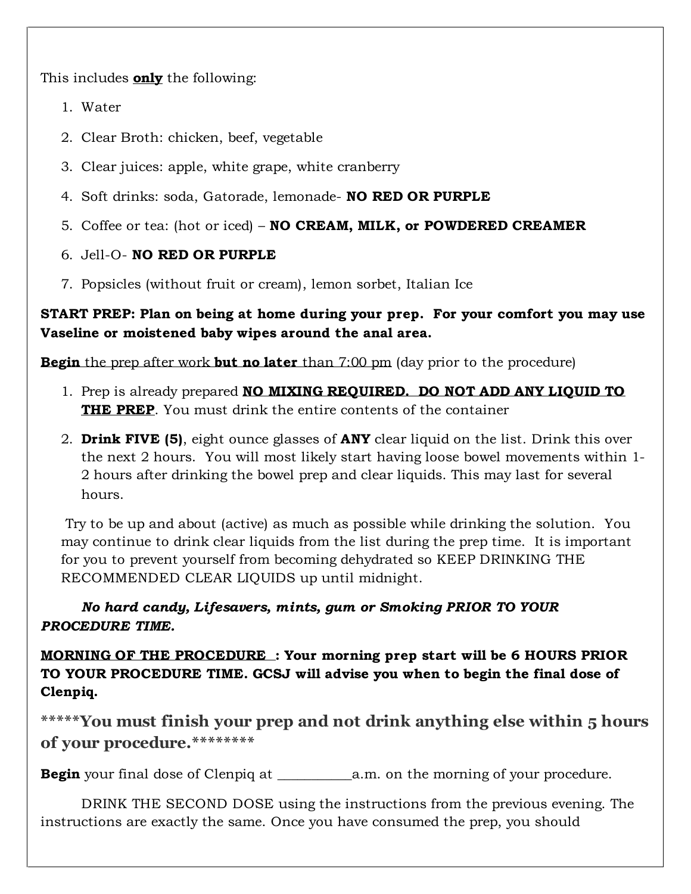This includes **only** the following:

1. Water
2. Clear Broth: chicken, beef, vegetable
3. Clear juices: apple, white grape, white cranberry
4. Soft drinks: soda, Gatorade, lemonade- **NO RED OR PURPLE**
5. Coffee or tea: (hot or iced) – **NO CREAM, MILK, or POWDERED CREAMER**
6. Jell-O- **NO RED OR PURPLE**
7. Popsicles (without fruit or cream), lemon sorbet, Italian Ice

**START PREP: Plan on being at home during your prep. For your comfort you may use Vaseline or moistened baby wipes around the anal area.**

<u>**Begin** the prep after work **but no later** than 7:00 pm</u> (day prior to the procedure)

1. Prep is already prepared **<u>NO MIXING REQUIRED. DO NOT ADD ANY LIQUID TO THE PREP</u>**. You must drink the entire contents of the container
2. **Drink FIVE (5)**, eight ounce glasses of **ANY** clear liquid on the list. Drink this over the next 2 hours. You will most likely start having loose bowel movements within 1-2 hours after drinking the bowel prep and clear liquids. This may last for several hours.

Try to be up and about (active) as much as possible while drinking the solution. You may continue to drink clear liquids from the list during the prep time. It is important for you to prevent yourself from becoming dehydrated so KEEP DRINKING THE RECOMMENDED CLEAR LIQUIDS up until midnight.

***No hard candy, Lifesavers, mints, gum or Smoking PRIOR TO YOUR PROCEDURE TIME.***

**<u>MORNING OF THE PROCEDURE</u> : Your morning prep start will be 6 HOURS PRIOR TO YOUR PROCEDURE TIME. GCSJ will advise you when to begin the final dose of Clenpiq.**

*****You must finish your prep and not drink anything else within 5 hours of your procedure.********

**Begin** your final dose of Clenpiq at __________a.m. on the morning of your procedure.

DRINK THE SECOND DOSE using the instructions from the previous evening. The instructions are exactly the same. Once you have consumed the prep, you should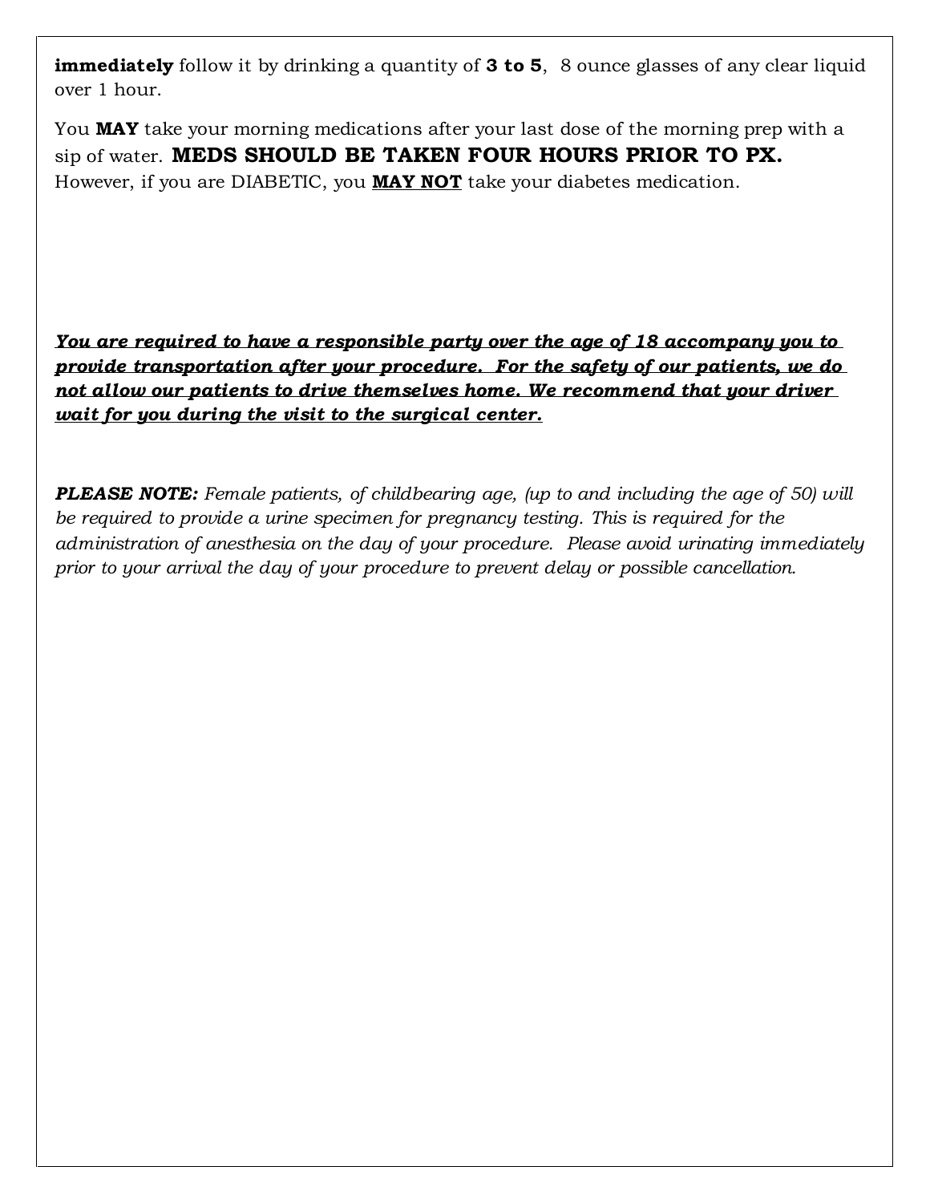**immediately** follow it by drinking a quantity of **3 to 5**, 8 ounce glasses of any clear liquid over 1 hour.

You **MAY** take your morning medications after your last dose of the morning prep with a sip of water. **MEDS SHOULD BE TAKEN FOUR HOURS PRIOR TO PX.** However, if you are DIABETIC, you **MAY NOT** take your diabetes medication.

***You are required to have a responsible party over the age of 18 accompany you to provide transportation after your procedure. For the safety of our patients, we do not allow our patients to drive themselves home. We recommend that your driver wait for you during the visit to the surgical center.***

***PLEASE NOTE:*** *Female patients, of childbearing age, (up to and including the age of 50) will be required to provide a urine specimen for pregnancy testing. This is required for the administration of anesthesia on the day of your procedure. Please avoid urinating immediately prior to your arrival the day of your procedure to prevent delay or possible cancellation.*